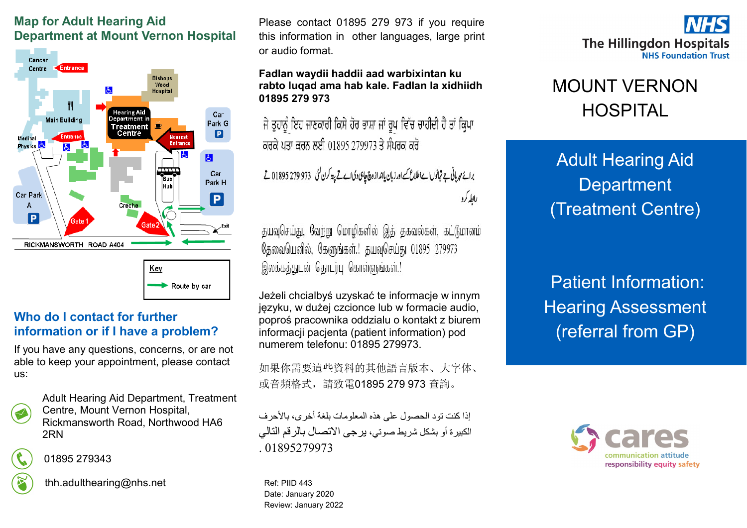## Map for Adult Hearing Aid Department at Mount Vernon Hospital

Cancer Centre
Entrance
Bishops Wood Hospital
Main Building
Hearing Aid Department in Treatment Centre
Car Park G
Medical Physics
Entrance
Nearest Entrance
Car Park H
Car Park A
Bus Hub
Creche
Gate 1
Gate 2
Exit
RICKMANSWORTH ROAD A404

**Key**
Route by car

## Who do I contact for further information or if I have a problem?

If you have any questions, concerns, or are not able to keep your appointment, please contact us:

Adult Hearing Aid Department, Treatment Centre, Mount Vernon Hospital, Rickmansworth Road, Northwood HA6 2RN

01895 279343

thh.adulthearing@nhs.net

Please contact 01895 279 973 if you require this information in other languages, large print or audio format.

**Fadlan waydii haddii aad warbixintan ku rabto luqad ama hab kale. Fadlan la xidhiidh 01895 279 973**

ਜੇ ਤੁਹਾਨੂੰ ਇਹ ਜਾਣਕਾਰੀ ਕਿਸੇ ਹੋਰ ਭਾਸ਼ਾ ਜਾਂ ਰੂਪ ਵਿੱਚ ਚਾਹੀਦੀ ਹੈ ਤਾਂ ਕਿਰਪਾ ਕਰਕੇ ਪਤਾ ਕਰਨ ਲਈ 01895 279973 ਤੇ ਸੰਪਰਕ ਕਰੋ

براۓ مہربانی جے تہانوں اے اطلاع کسے ہور زبان یا انداز وچ چاہیدی اے تے پتہ کرن لئی 01895 279 973 تے رابطہ کرو

தயவுசெய்து, வேற்று மொழிகளில் இத் தகவல்கள், கட்டுமானம் தேவையெனில், கேளுங்கள்.! தயவுசெய்து 01895 279973 இலக்கத்துடன் தொடர்பு கொள்ளுங்கள்.!

Jeżeli chcialbyś uzyskać te informacje w innym języku, w dużej czcionce lub w formacie audio, poproś pracownika oddzialu o kontakt z biurem informacji pacjenta (patient information) pod numerem telefonu: 01895 279973.

如果你需要這些資料的其他語言版本、大字体、或音頻格式，請致電01895 279 973 查詢。

إذا كنت تود الحصول على هذه المعلومات بلغة أخرى، بالأحرف الكبيرة أو بشكل شريط صوتي، يرجى الاتصال بالرقم التالي 01895279973 .

Ref: PIID 443
Date: January 2020
Review: January 2022

NHS
The Hillingdon Hospitals
NHS Foundation Trust

# MOUNT VERNON HOSPITAL

## Adult Hearing Aid Department (Treatment Centre)

## Patient Information: Hearing Assessment (referral from GP)

cares
communication attitude responsibility equity safety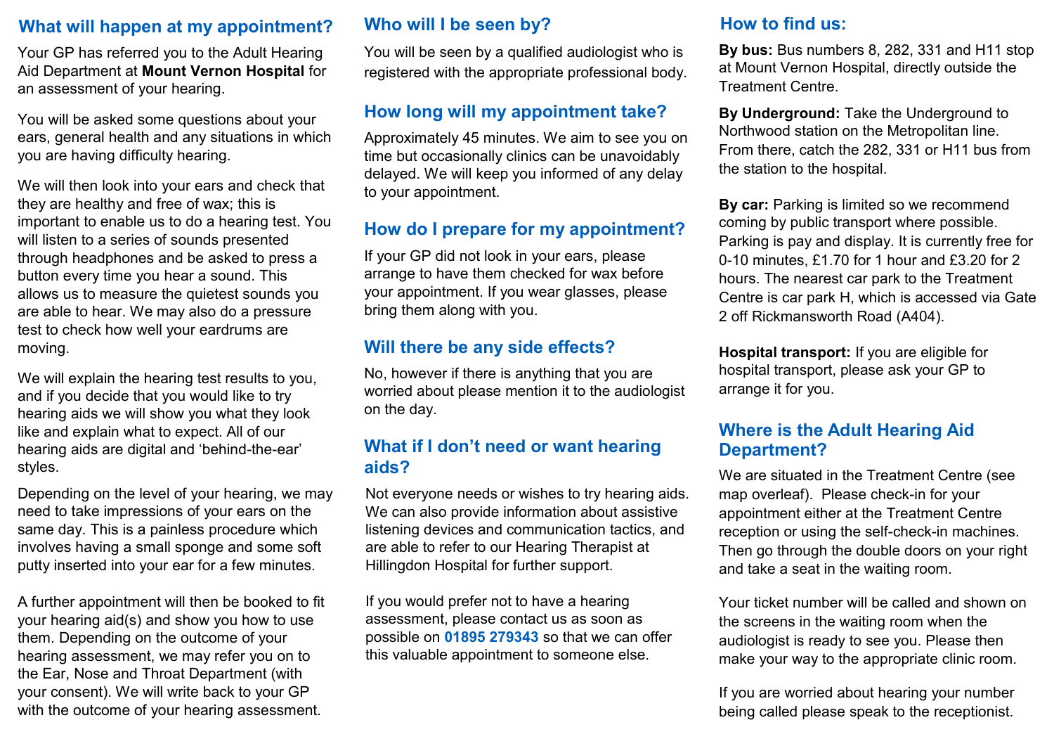## What will happen at my appointment?

Your GP has referred you to the Adult Hearing Aid Department at **Mount Vernon Hospital** for an assessment of your hearing.

You will be asked some questions about your ears, general health and any situations in which you are having difficulty hearing.

We will then look into your ears and check that they are healthy and free of wax; this is important to enable us to do a hearing test. You will listen to a series of sounds presented through headphones and be asked to press a button every time you hear a sound. This allows us to measure the quietest sounds you are able to hear. We may also do a pressure test to check how well your eardrums are moving.

We will explain the hearing test results to you, and if you decide that you would like to try hearing aids we will show you what they look like and explain what to expect. All of our hearing aids are digital and 'behind-the-ear' styles.

Depending on the level of your hearing, we may need to take impressions of your ears on the same day. This is a painless procedure which involves having a small sponge and some soft putty inserted into your ear for a few minutes.

A further appointment will then be booked to fit your hearing aid(s) and show you how to use them. Depending on the outcome of your hearing assessment, we may refer you on to the Ear, Nose and Throat Department (with your consent). We will write back to your GP with the outcome of your hearing assessment.

## Who will I be seen by?

You will be seen by a qualified audiologist who is registered with the appropriate professional body.

## How long will my appointment take?

Approximately 45 minutes. We aim to see you on time but occasionally clinics can be unavoidably delayed. We will keep you informed of any delay to your appointment.

## How do I prepare for my appointment?

If your GP did not look in your ears, please arrange to have them checked for wax before your appointment. If you wear glasses, please bring them along with you.

## Will there be any side effects?

No, however if there is anything that you are worried about please mention it to the audiologist on the day.

## What if I don't need or want hearing aids?

Not everyone needs or wishes to try hearing aids. We can also provide information about assistive listening devices and communication tactics, and are able to refer to our Hearing Therapist at Hillingdon Hospital for further support.

If you would prefer not to have a hearing assessment, please contact us as soon as possible on **01895 279343** so that we can offer this valuable appointment to someone else.

## How to find us:

**By bus:** Bus numbers 8, 282, 331 and H11 stop at Mount Vernon Hospital, directly outside the Treatment Centre.

**By Underground:** Take the Underground to Northwood station on the Metropolitan line. From there, catch the 282, 331 or H11 bus from the station to the hospital.

**By car:** Parking is limited so we recommend coming by public transport where possible. Parking is pay and display. It is currently free for 0-10 minutes, £1.70 for 1 hour and £3.20 for 2 hours. The nearest car park to the Treatment Centre is car park H, which is accessed via Gate 2 off Rickmansworth Road (A404).

**Hospital transport:** If you are eligible for hospital transport, please ask your GP to arrange it for you.

## Where is the Adult Hearing Aid Department?

We are situated in the Treatment Centre (see map overleaf). Please check-in for your appointment either at the Treatment Centre reception or using the self-check-in machines. Then go through the double doors on your right and take a seat in the waiting room.

Your ticket number will be called and shown on the screens in the waiting room when the audiologist is ready to see you. Please then make your way to the appropriate clinic room.

If you are worried about hearing your number being called please speak to the receptionist.